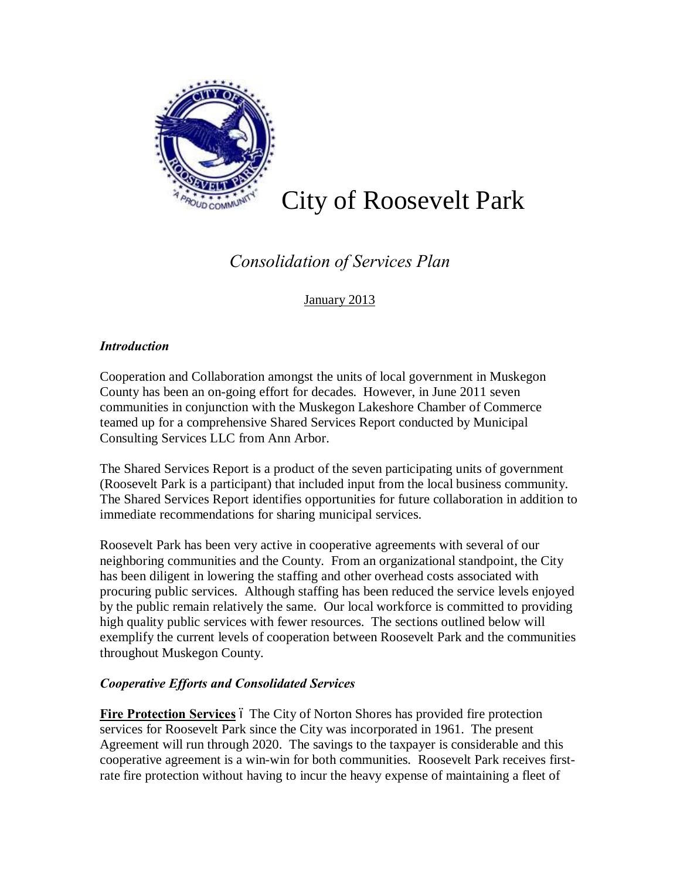# City of Roosevelt Park

## *Consolidation of Services Plan*

January 2013

### *Introduction*

Cooperation and Collaboration amongst the units of local government in Muskegon County has been an on-going effort for decades. However, in June 2011 seven communities in conjunction with the Muskegon Lakeshore Chamber of Commerce teamed up for a comprehensive Shared Services Report conducted by Municipal Consulting Services LLC from Ann Arbor.

The Shared Services Report is a product of the seven participating units of government (Roosevelt Park is a participant) that included input from the local business community. The Shared Services Report identifies opportunities for future collaboration in addition to immediate recommendations for sharing municipal services.

Roosevelt Park has been very active in cooperative agreements with several of our neighboring communities and the County. From an organizational standpoint, the City has been diligent in lowering the staffing and other overhead costs associated with procuring public services. Although staffing has been reduced the service levels enjoyed by the public remain relatively the same. Our local workforce is committed to providing high quality public services with fewer resources. The sections outlined below will exemplify the current levels of cooperation between Roosevelt Park and the communities throughout Muskegon County.

### *Cooperative Efforts and Consolidated Services*

**Fire Protection Services** – The City of Norton Shores has provided fire protection services for Roosevelt Park since the City was incorporated in 1961. The present Agreement will run through 2020. The savings to the taxpayer is considerable and this cooperative agreement is a win-win for both communities. Roosevelt Park receives first-rate fire protection without having to incur the heavy expense of maintaining a fleet of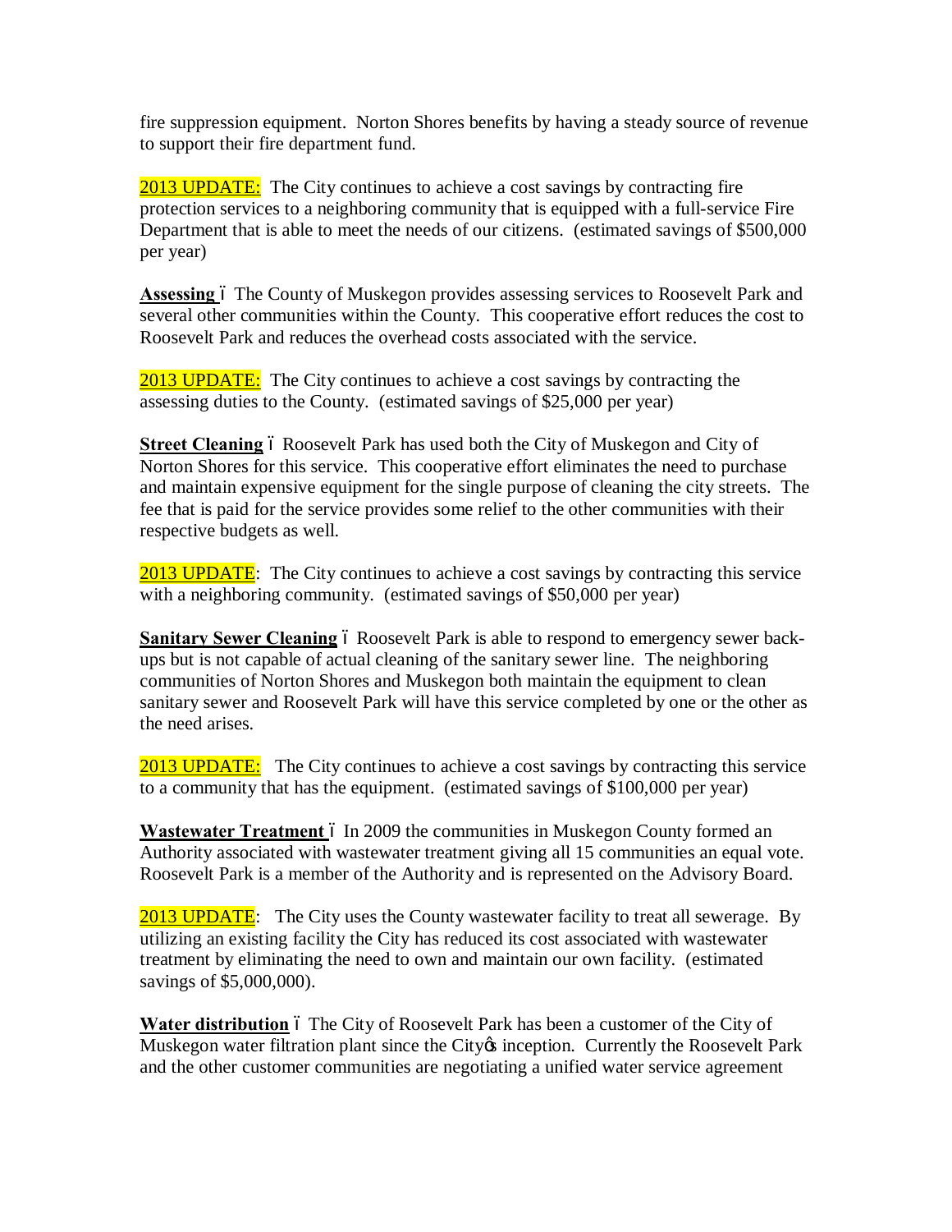fire suppression equipment. Norton Shores benefits by having a steady source of revenue to support their fire department fund.

2013 UPDATE: The City continues to achieve a cost savings by contracting fire protection services to a neighboring community that is equipped with a full-service Fire Department that is able to meet the needs of our citizens. (estimated savings of $500,000 per year)

**Assessing** – The County of Muskegon provides assessing services to Roosevelt Park and several other communities within the County. This cooperative effort reduces the cost to Roosevelt Park and reduces the overhead costs associated with the service.

2013 UPDATE: The City continues to achieve a cost savings by contracting the assessing duties to the County. (estimated savings of $25,000 per year)

**Street Cleaning** – Roosevelt Park has used both the City of Muskegon and City of Norton Shores for this service. This cooperative effort eliminates the need to purchase and maintain expensive equipment for the single purpose of cleaning the city streets. The fee that is paid for the service provides some relief to the other communities with their respective budgets as well.

2013 UPDATE: The City continues to achieve a cost savings by contracting this service with a neighboring community. (estimated savings of $50,000 per year)

**Sanitary Sewer Cleaning** – Roosevelt Park is able to respond to emergency sewer back-ups but is not capable of actual cleaning of the sanitary sewer line. The neighboring communities of Norton Shores and Muskegon both maintain the equipment to clean sanitary sewer and Roosevelt Park will have this service completed by one or the other as the need arises.

2013 UPDATE: The City continues to achieve a cost savings by contracting this service to a community that has the equipment. (estimated savings of $100,000 per year)

**Wastewater Treatment** – In 2009 the communities in Muskegon County formed an Authority associated with wastewater treatment giving all 15 communities an equal vote. Roosevelt Park is a member of the Authority and is represented on the Advisory Board.

2013 UPDATE: The City uses the County wastewater facility to treat all sewerage. By utilizing an existing facility the City has reduced its cost associated with wastewater treatment by eliminating the need to own and maintain our own facility. (estimated savings of $5,000,000).

**Water distribution** – The City of Roosevelt Park has been a customer of the City of Muskegon water filtration plant since the City's inception. Currently the Roosevelt Park and the other customer communities are negotiating a unified water service agreement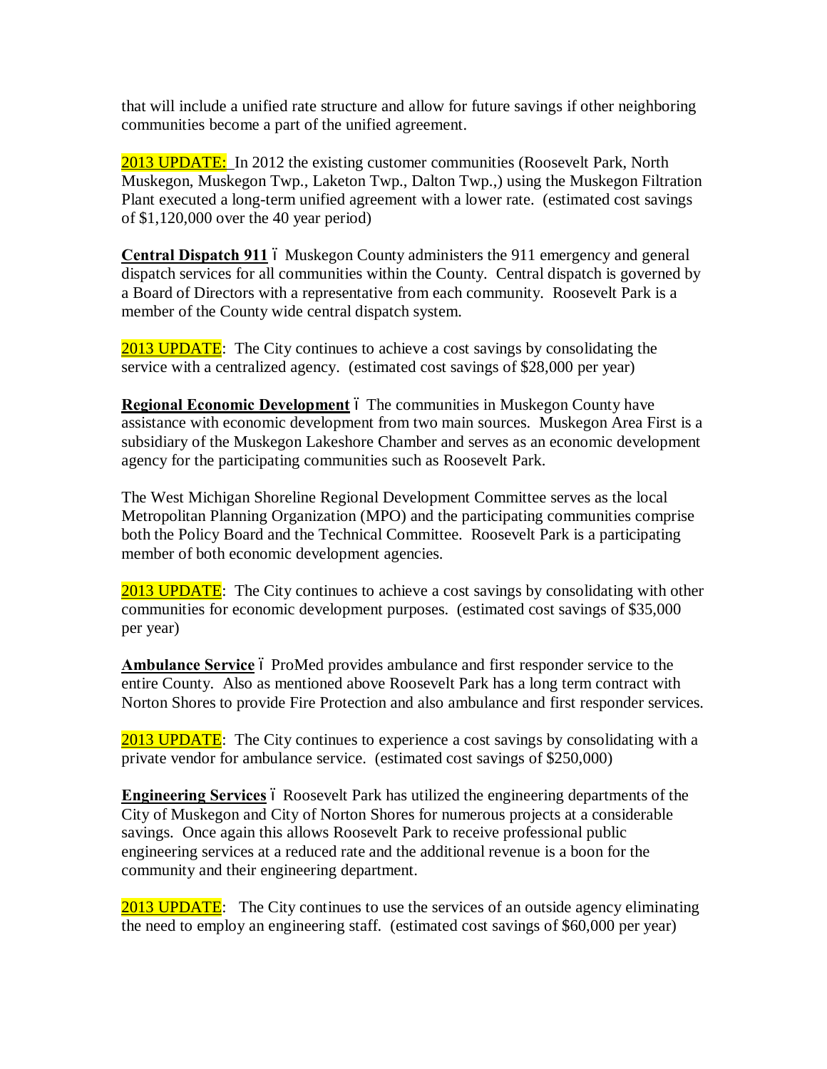that will include a unified rate structure and allow for future savings if other neighboring communities become a part of the unified agreement.

2013 UPDATE: In 2012 the existing customer communities (Roosevelt Park, North Muskegon, Muskegon Twp., Laketon Twp., Dalton Twp.,) using the Muskegon Filtration Plant executed a long-term unified agreement with a lower rate. (estimated cost savings of $1,120,000 over the 40 year period)

**Central Dispatch 911** – Muskegon County administers the 911 emergency and general dispatch services for all communities within the County. Central dispatch is governed by a Board of Directors with a representative from each community. Roosevelt Park is a member of the County wide central dispatch system.

2013 UPDATE: The City continues to achieve a cost savings by consolidating the service with a centralized agency. (estimated cost savings of $28,000 per year)

**Regional Economic Development** – The communities in Muskegon County have assistance with economic development from two main sources. Muskegon Area First is a subsidiary of the Muskegon Lakeshore Chamber and serves as an economic development agency for the participating communities such as Roosevelt Park.

The West Michigan Shoreline Regional Development Committee serves as the local Metropolitan Planning Organization (MPO) and the participating communities comprise both the Policy Board and the Technical Committee. Roosevelt Park is a participating member of both economic development agencies.

2013 UPDATE: The City continues to achieve a cost savings by consolidating with other communities for economic development purposes. (estimated cost savings of $35,000 per year)

**Ambulance Service** – ProMed provides ambulance and first responder service to the entire County. Also as mentioned above Roosevelt Park has a long term contract with Norton Shores to provide Fire Protection and also ambulance and first responder services.

2013 UPDATE: The City continues to experience a cost savings by consolidating with a private vendor for ambulance service. (estimated cost savings of $250,000)

**Engineering Services** – Roosevelt Park has utilized the engineering departments of the City of Muskegon and City of Norton Shores for numerous projects at a considerable savings. Once again this allows Roosevelt Park to receive professional public engineering services at a reduced rate and the additional revenue is a boon for the community and their engineering department.

2013 UPDATE: The City continues to use the services of an outside agency eliminating the need to employ an engineering staff. (estimated cost savings of $60,000 per year)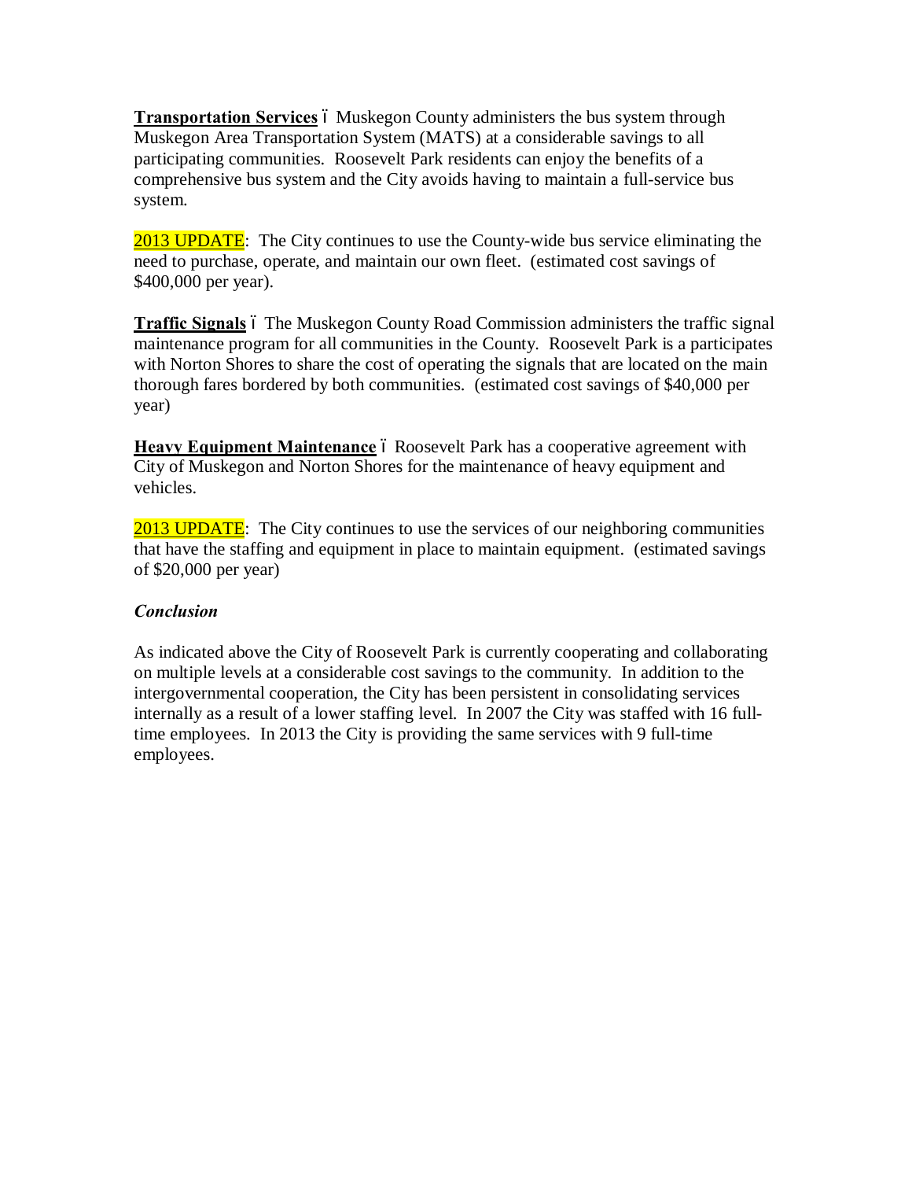**Transportation Services** – Muskegon County administers the bus system through Muskegon Area Transportation System (MATS) at a considerable savings to all participating communities. Roosevelt Park residents can enjoy the benefits of a comprehensive bus system and the City avoids having to maintain a full-service bus system.

2013 UPDATE: The City continues to use the County-wide bus service eliminating the need to purchase, operate, and maintain our own fleet. (estimated cost savings of $400,000 per year).

**Traffic Signals** – The Muskegon County Road Commission administers the traffic signal maintenance program for all communities in the County. Roosevelt Park is a participates with Norton Shores to share the cost of operating the signals that are located on the main thorough fares bordered by both communities. (estimated cost savings of $40,000 per year)

**Heavy Equipment Maintenance** – Roosevelt Park has a cooperative agreement with City of Muskegon and Norton Shores for the maintenance of heavy equipment and vehicles.

2013 UPDATE: The City continues to use the services of our neighboring communities that have the staffing and equipment in place to maintain equipment. (estimated savings of $20,000 per year)

***Conclusion***

As indicated above the City of Roosevelt Park is currently cooperating and collaborating on multiple levels at a considerable cost savings to the community. In addition to the intergovernmental cooperation, the City has been persistent in consolidating services internally as a result of a lower staffing level. In 2007 the City was staffed with 16 full-time employees. In 2013 the City is providing the same services with 9 full-time employees.